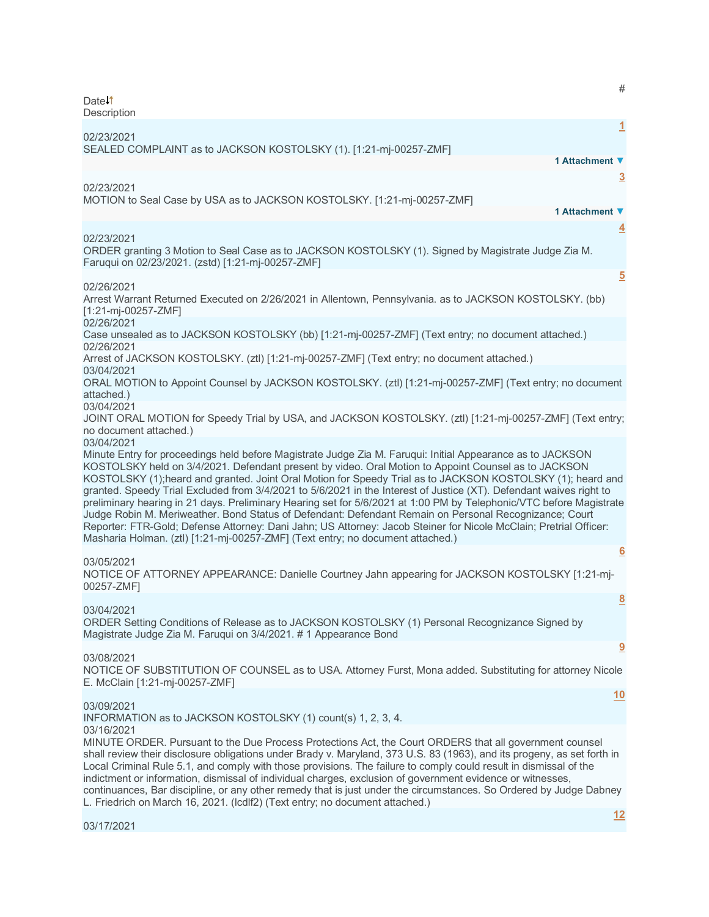| # | Date | Description |
| --- | --- | --- |
| 1 | 02/23/2021 | SEALED COMPLAINT as to JACKSON KOSTOLSKY (1). [1:21-mj-00257-ZMF] 1 Attachment |
| 3 | 02/23/2021 | MOTION to Seal Case by USA as to JACKSON KOSTOLSKY. [1:21-mj-00257-ZMF] 1 Attachment |
| 4 | 02/23/2021 | ORDER granting 3 Motion to Seal Case as to JACKSON KOSTOLSKY (1). Signed by Magistrate Judge Zia M. Faruqui on 02/23/2021. (zstd) [1:21-mj-00257-ZMF] |
| 5 | 02/26/2021 | Arrest Warrant Returned Executed on 2/26/2021 in Allentown, Pennsylvania. as to JACKSON KOSTOLSKY. (bb) [1:21-mj-00257-ZMF] |
| | 02/26/2021 | Case unsealed as to JACKSON KOSTOLSKY (bb) [1:21-mj-00257-ZMF] (Text entry; no document attached.) |
| | 02/26/2021 | Arrest of JACKSON KOSTOLSKY. (ztl) [1:21-mj-00257-ZMF] (Text entry; no document attached.) |
| | 03/04/2021 | ORAL MOTION to Appoint Counsel by JACKSON KOSTOLSKY. (ztl) [1:21-mj-00257-ZMF] (Text entry; no document attached.) |
| | 03/04/2021 | JOINT ORAL MOTION for Speedy Trial by USA, and JACKSON KOSTOLSKY. (ztl) [1:21-mj-00257-ZMF] (Text entry; no document attached.) |
| | 03/04/2021 | Minute Entry for proceedings held before Magistrate Judge Zia M. Faruqui: Initial Appearance as to JACKSON KOSTOLSKY held on 3/4/2021. Defendant present by video. Oral Motion to Appoint Counsel as to JACKSON KOSTOLSKY (1);heard and granted. Joint Oral Motion for Speedy Trial as to JACKSON KOSTOLSKY (1); heard and granted. Speedy Trial Excluded from 3/4/2021 to 5/6/2021 in the Interest of Justice (XT). Defendant waives right to preliminary hearing in 21 days. Preliminary Hearing set for 5/6/2021 at 1:00 PM by Telephonic/VTC before Magistrate Judge Robin M. Meriweather. Bond Status of Defendant: Defendant Remain on Personal Recognizance; Court Reporter: FTR-Gold; Defense Attorney: Dani Jahn; US Attorney: Jacob Steiner for Nicole McClain; Pretrial Officer: Masharia Holman. (ztl) [1:21-mj-00257-ZMF] (Text entry; no document attached.) |
| 6 | 03/05/2021 | NOTICE OF ATTORNEY APPEARANCE: Danielle Courtney Jahn appearing for JACKSON KOSTOLSKY [1:21-mj-00257-ZMF] |
| 8 | 03/04/2021 | ORDER Setting Conditions of Release as to JACKSON KOSTOLSKY (1) Personal Recognizance Signed by Magistrate Judge Zia M. Faruqui on 3/4/2021. # 1 Appearance Bond |
| 9 | 03/08/2021 | NOTICE OF SUBSTITUTION OF COUNSEL as to USA. Attorney Furst, Mona added. Substituting for attorney Nicole E. McClain [1:21-mj-00257-ZMF] |
| 10 | 03/09/2021 | INFORMATION as to JACKSON KOSTOLSKY (1) count(s) 1, 2, 3, 4. |
| | 03/16/2021 | MINUTE ORDER. Pursuant to the Due Process Protections Act, the Court ORDERS that all government counsel shall review their disclosure obligations under Brady v. Maryland, 373 U.S. 83 (1963), and its progeny, as set forth in Local Criminal Rule 5.1, and comply with those provisions. The failure to comply could result in dismissal of the indictment or information, dismissal of individual charges, exclusion of government evidence or witnesses, continuances, Bar discipline, or any other remedy that is just under the circumstances. So Ordered by Judge Dabney L. Friedrich on March 16, 2021. (lcdlf2) (Text entry; no document attached.) |
| 12 | 03/17/2021 | |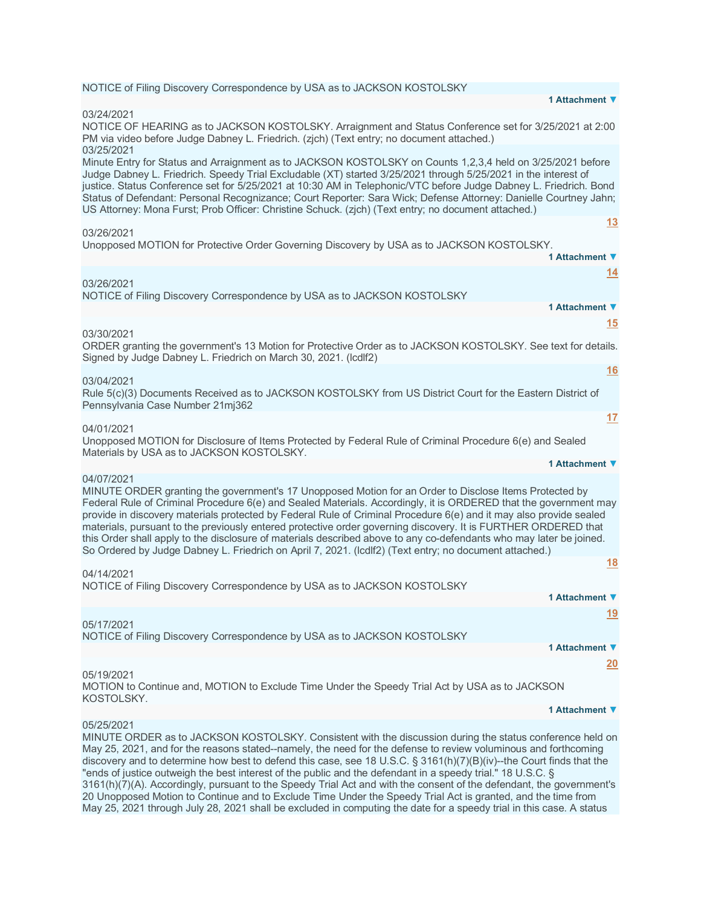NOTICE of Filing Discovery Correspondence by USA as to JACKSON KOSTOLSKY

1 Attachment ▼

03/24/2021

NOTICE OF HEARING as to JACKSON KOSTOLSKY. Arraignment and Status Conference set for 3/25/2021 at 2:00 PM via video before Judge Dabney L. Friedrich. (zjch) (Text entry; no document attached.)

03/25/2021

Minute Entry for Status and Arraignment as to JACKSON KOSTOLSKY on Counts 1,2,3,4 held on 3/25/2021 before Judge Dabney L. Friedrich. Speedy Trial Excludable (XT) started 3/25/2021 through 5/25/2021 in the interest of justice. Status Conference set for 5/25/2021 at 10:30 AM in Telephonic/VTC before Judge Dabney L. Friedrich. Bond Status of Defendant: Personal Recognizance; Court Reporter: Sara Wick; Defense Attorney: Danielle Courtney Jahn; US Attorney: Mona Furst; Prob Officer: Christine Schuck. (zjch) (Text entry; no document attached.)

13

03/26/2021

Unopposed MOTION for Protective Order Governing Discovery by USA as to JACKSON KOSTOLSKY.

1 Attachment ▼

14

03/26/2021

NOTICE of Filing Discovery Correspondence by USA as to JACKSON KOSTOLSKY

1 Attachment ▼

15

03/30/2021

ORDER granting the government's 13 Motion for Protective Order as to JACKSON KOSTOLSKY. See text for details. Signed by Judge Dabney L. Friedrich on March 30, 2021. (lcdlf2)

16

03/04/2021

Rule 5(c)(3) Documents Received as to JACKSON KOSTOLSKY from US District Court for the Eastern District of Pennsylvania Case Number 21mj362

17

04/01/2021

Unopposed MOTION for Disclosure of Items Protected by Federal Rule of Criminal Procedure 6(e) and Sealed Materials by USA as to JACKSON KOSTOLSKY.

1 Attachment ▼

04/07/2021

MINUTE ORDER granting the government's 17 Unopposed Motion for an Order to Disclose Items Protected by Federal Rule of Criminal Procedure 6(e) and Sealed Materials. Accordingly, it is ORDERED that the government may provide in discovery materials protected by Federal Rule of Criminal Procedure 6(e) and it may also provide sealed materials, pursuant to the previously entered protective order governing discovery. It is FURTHER ORDERED that this Order shall apply to the disclosure of materials described above to any co-defendants who may later be joined. So Ordered by Judge Dabney L. Friedrich on April 7, 2021. (lcdlf2) (Text entry; no document attached.)

18

04/14/2021

NOTICE of Filing Discovery Correspondence by USA as to JACKSON KOSTOLSKY

1 Attachment ▼

19

05/17/2021

NOTICE of Filing Discovery Correspondence by USA as to JACKSON KOSTOLSKY

1 Attachment ▼

20

05/19/2021

MOTION to Continue and, MOTION to Exclude Time Under the Speedy Trial Act by USA as to JACKSON KOSTOLSKY.

1 Attachment ▼

05/25/2021

MINUTE ORDER as to JACKSON KOSTOLSKY. Consistent with the discussion during the status conference held on May 25, 2021, and for the reasons stated--namely, the need for the defense to review voluminous and forthcoming discovery and to determine how best to defend this case, see 18 U.S.C. § 3161(h)(7)(B)(iv)--the Court finds that the "ends of justice outweigh the best interest of the public and the defendant in a speedy trial." 18 U.S.C. § 3161(h)(7)(A). Accordingly, pursuant to the Speedy Trial Act and with the consent of the defendant, the government's 20 Unopposed Motion to Continue and to Exclude Time Under the Speedy Trial Act is granted, and the time from May 25, 2021 through July 28, 2021 shall be excluded in computing the date for a speedy trial in this case. A status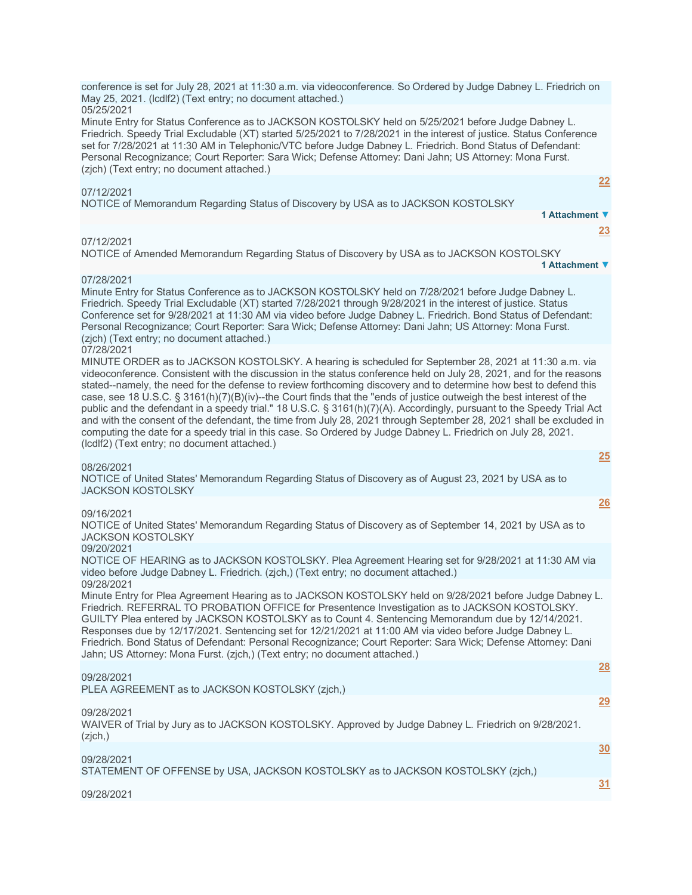conference is set for July 28, 2021 at 11:30 a.m. via videoconference. So Ordered by Judge Dabney L. Friedrich on May 25, 2021. (lcdlf2) (Text entry; no document attached.)

05/25/2021
Minute Entry for Status Conference as to JACKSON KOSTOLSKY held on 5/25/2021 before Judge Dabney L. Friedrich. Speedy Trial Excludable (XT) started 5/25/2021 to 7/28/2021 in the interest of justice. Status Conference set for 7/28/2021 at 11:30 AM in Telephonic/VTC before Judge Dabney L. Friedrich. Bond Status of Defendant: Personal Recognizance; Court Reporter: Sara Wick; Defense Attorney: Dani Jahn; US Attorney: Mona Furst. (zjch) (Text entry; no document attached.)

22

07/12/2021
NOTICE of Memorandum Regarding Status of Discovery by USA as to JACKSON KOSTOLSKY

1 Attachment ▼

23

07/12/2021
NOTICE of Amended Memorandum Regarding Status of Discovery by USA as to JACKSON KOSTOLSKY

1 Attachment ▼

07/28/2021
Minute Entry for Status Conference as to JACKSON KOSTOLSKY held on 7/28/2021 before Judge Dabney L. Friedrich. Speedy Trial Excludable (XT) started 7/28/2021 through 9/28/2021 in the interest of justice. Status Conference set for 9/28/2021 at 11:30 AM via video before Judge Dabney L. Friedrich. Bond Status of Defendant: Personal Recognizance; Court Reporter: Sara Wick; Defense Attorney: Dani Jahn; US Attorney: Mona Furst. (zjch) (Text entry; no document attached.)

07/28/2021
MINUTE ORDER as to JACKSON KOSTOLSKY. A hearing is scheduled for September 28, 2021 at 11:30 a.m. via videoconference. Consistent with the discussion in the status conference held on July 28, 2021, and for the reasons stated--namely, the need for the defense to review forthcoming discovery and to determine how best to defend this case, see 18 U.S.C. § 3161(h)(7)(B)(iv)--the Court finds that the "ends of justice outweigh the best interest of the public and the defendant in a speedy trial." 18 U.S.C. § 3161(h)(7)(A). Accordingly, pursuant to the Speedy Trial Act and with the consent of the defendant, the time from July 28, 2021 through September 28, 2021 shall be excluded in computing the date for a speedy trial in this case. So Ordered by Judge Dabney L. Friedrich on July 28, 2021. (lcdlf2) (Text entry; no document attached.)

25

08/26/2021
NOTICE of United States' Memorandum Regarding Status of Discovery as of August 23, 2021 by USA as to JACKSON KOSTOLSKY

26

09/16/2021
NOTICE of United States' Memorandum Regarding Status of Discovery as of September 14, 2021 by USA as to JACKSON KOSTOLSKY

09/20/2021
NOTICE OF HEARING as to JACKSON KOSTOLSKY. Plea Agreement Hearing set for 9/28/2021 at 11:30 AM via video before Judge Dabney L. Friedrich. (zjch,) (Text entry; no document attached.)

09/28/2021
Minute Entry for Plea Agreement Hearing as to JACKSON KOSTOLSKY held on 9/28/2021 before Judge Dabney L. Friedrich. REFERRAL TO PROBATION OFFICE for Presentence Investigation as to JACKSON KOSTOLSKY. GUILTY Plea entered by JACKSON KOSTOLSKY as to Count 4. Sentencing Memorandum due by 12/14/2021. Responses due by 12/17/2021. Sentencing set for 12/21/2021 at 11:00 AM via video before Judge Dabney L. Friedrich. Bond Status of Defendant: Personal Recognizance; Court Reporter: Sara Wick; Defense Attorney: Dani Jahn; US Attorney: Mona Furst. (zjch,) (Text entry; no document attached.)

28

09/28/2021
PLEA AGREEMENT as to JACKSON KOSTOLSKY (zjch,)

29

09/28/2021
WAIVER of Trial by Jury as to JACKSON KOSTOLSKY. Approved by Judge Dabney L. Friedrich on 9/28/2021. (zjch,)

30

09/28/2021
STATEMENT OF OFFENSE by USA, JACKSON KOSTOLSKY as to JACKSON KOSTOLSKY (zjch,)

31

09/28/2021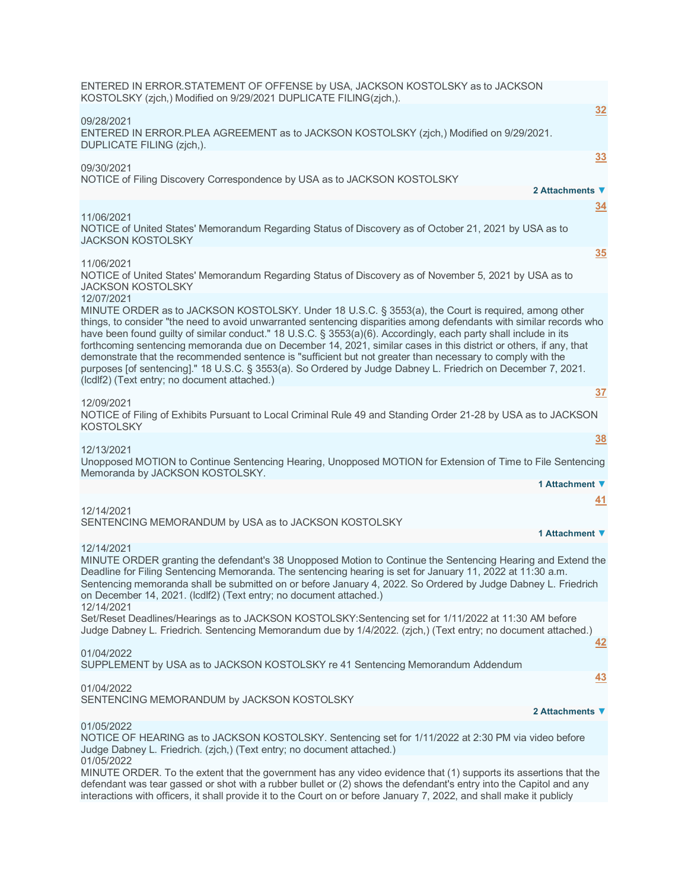ENTERED IN ERROR.STATEMENT OF OFFENSE by USA, JACKSON KOSTOLSKY as to JACKSON KOSTOLSKY (zjch,) Modified on 9/29/2021 DUPLICATE FILING(zjch,).

**32**

09/28/2021
ENTERED IN ERROR.PLEA AGREEMENT as to JACKSON KOSTOLSKY (zjch,) Modified on 9/29/2021. DUPLICATE FILING (zjch,).

**33**

09/30/2021
NOTICE of Filing Discovery Correspondence by USA as to JACKSON KOSTOLSKY

**2 Attachments ▼**

**34**

11/06/2021
NOTICE of United States' Memorandum Regarding Status of Discovery as of October 21, 2021 by USA as to JACKSON KOSTOLSKY

**35**

11/06/2021
NOTICE of United States' Memorandum Regarding Status of Discovery as of November 5, 2021 by USA as to JACKSON KOSTOLSKY

12/07/2021
MINUTE ORDER as to JACKSON KOSTOLSKY. Under 18 U.S.C. § 3553(a), the Court is required, among other things, to consider "the need to avoid unwarranted sentencing disparities among defendants with similar records who have been found guilty of similar conduct." 18 U.S.C. § 3553(a)(6). Accordingly, each party shall include in its forthcoming sentencing memoranda due on December 14, 2021, similar cases in this district or others, if any, that demonstrate that the recommended sentence is "sufficient but not greater than necessary to comply with the purposes [of sentencing]." 18 U.S.C. § 3553(a). So Ordered by Judge Dabney L. Friedrich on December 7, 2021. (lcdlf2) (Text entry; no document attached.)

**37**

12/09/2021
NOTICE of Filing of Exhibits Pursuant to Local Criminal Rule 49 and Standing Order 21-28 by USA as to JACKSON KOSTOLSKY

**38**

12/13/2021
Unopposed MOTION to Continue Sentencing Hearing, Unopposed MOTION for Extension of Time to File Sentencing Memoranda by JACKSON KOSTOLSKY.

**1 Attachment ▼**

**41**

12/14/2021
SENTENCING MEMORANDUM by USA as to JACKSON KOSTOLSKY

**1 Attachment ▼**

12/14/2021
MINUTE ORDER granting the defendant's 38 Unopposed Motion to Continue the Sentencing Hearing and Extend the Deadline for Filing Sentencing Memoranda. The sentencing hearing is set for January 11, 2022 at 11:30 a.m. Sentencing memoranda shall be submitted on or before January 4, 2022. So Ordered by Judge Dabney L. Friedrich on December 14, 2021. (lcdlf2) (Text entry; no document attached.)

12/14/2021
Set/Reset Deadlines/Hearings as to JACKSON KOSTOLSKY:Sentencing set for 1/11/2022 at 11:30 AM before Judge Dabney L. Friedrich. Sentencing Memorandum due by 1/4/2022. (zjch,) (Text entry; no document attached.)

**42**

01/04/2022
SUPPLEMENT by USA as to JACKSON KOSTOLSKY re 41 Sentencing Memorandum Addendum

**43**

01/04/2022
SENTENCING MEMORANDUM by JACKSON KOSTOLSKY

**2 Attachments ▼**

01/05/2022
NOTICE OF HEARING as to JACKSON KOSTOLSKY. Sentencing set for 1/11/2022 at 2:30 PM via video before Judge Dabney L. Friedrich. (zjch,) (Text entry; no document attached.)

01/05/2022
MINUTE ORDER. To the extent that the government has any video evidence that (1) supports its assertions that the defendant was tear gassed or shot with a rubber bullet or (2) shows the defendant's entry into the Capitol and any interactions with officers, it shall provide it to the Court on or before January 7, 2022, and shall make it publicly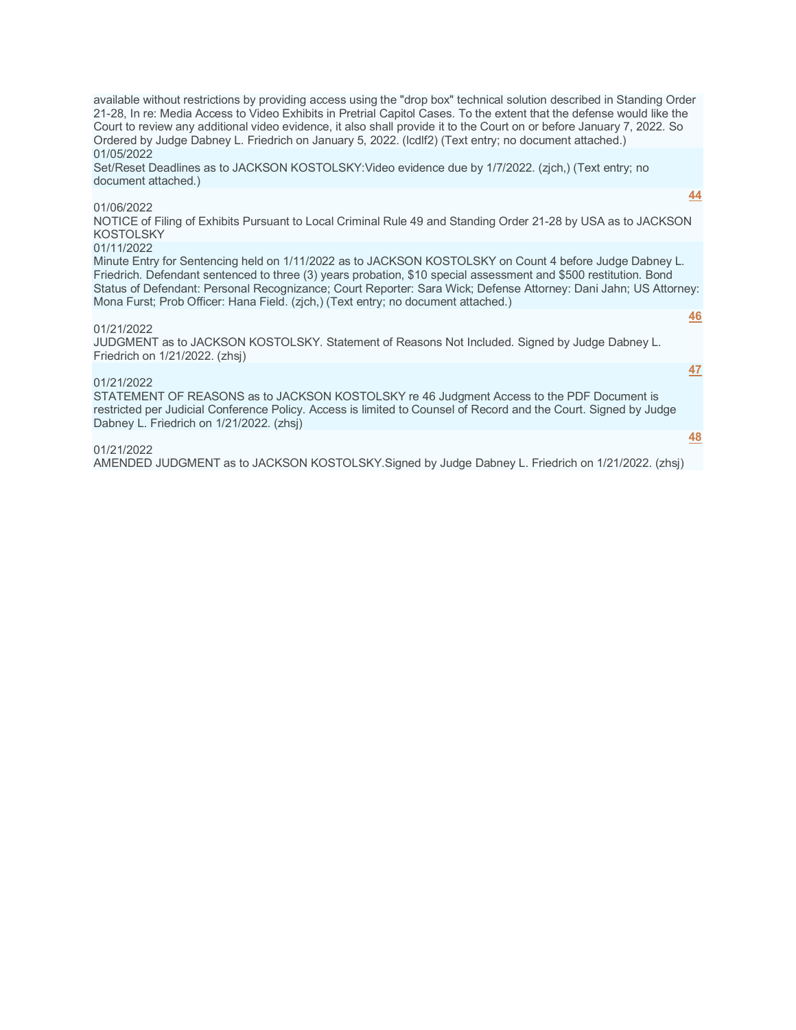available without restrictions by providing access using the "drop box" technical solution described in Standing Order 21-28, In re: Media Access to Video Exhibits in Pretrial Capitol Cases. To the extent that the defense would like the Court to review any additional video evidence, it also shall provide it to the Court on or before January 7, 2022. So Ordered by Judge Dabney L. Friedrich on January 5, 2022. (lcdlf2) (Text entry; no document attached.)

01/05/2022
Set/Reset Deadlines as to JACKSON KOSTOLSKY:Video evidence due by 1/7/2022. (zjch,) (Text entry; no document attached.)

44
01/06/2022
NOTICE of Filing of Exhibits Pursuant to Local Criminal Rule 49 and Standing Order 21-28 by USA as to JACKSON KOSTOLSKY

01/11/2022
Minute Entry for Sentencing held on 1/11/2022 as to JACKSON KOSTOLSKY on Count 4 before Judge Dabney L. Friedrich. Defendant sentenced to three (3) years probation, $10 special assessment and $500 restitution. Bond Status of Defendant: Personal Recognizance; Court Reporter: Sara Wick; Defense Attorney: Dani Jahn; US Attorney: Mona Furst; Prob Officer: Hana Field. (zjch,) (Text entry; no document attached.)

46
01/21/2022
JUDGMENT as to JACKSON KOSTOLSKY. Statement of Reasons Not Included. Signed by Judge Dabney L. Friedrich on 1/21/2022. (zhsj)

47
01/21/2022
STATEMENT OF REASONS as to JACKSON KOSTOLSKY re 46 Judgment Access to the PDF Document is restricted per Judicial Conference Policy. Access is limited to Counsel of Record and the Court. Signed by Judge Dabney L. Friedrich on 1/21/2022. (zhsj)

48
01/21/2022
AMENDED JUDGMENT as to JACKSON KOSTOLSKY.Signed by Judge Dabney L. Friedrich on 1/21/2022. (zhsj)